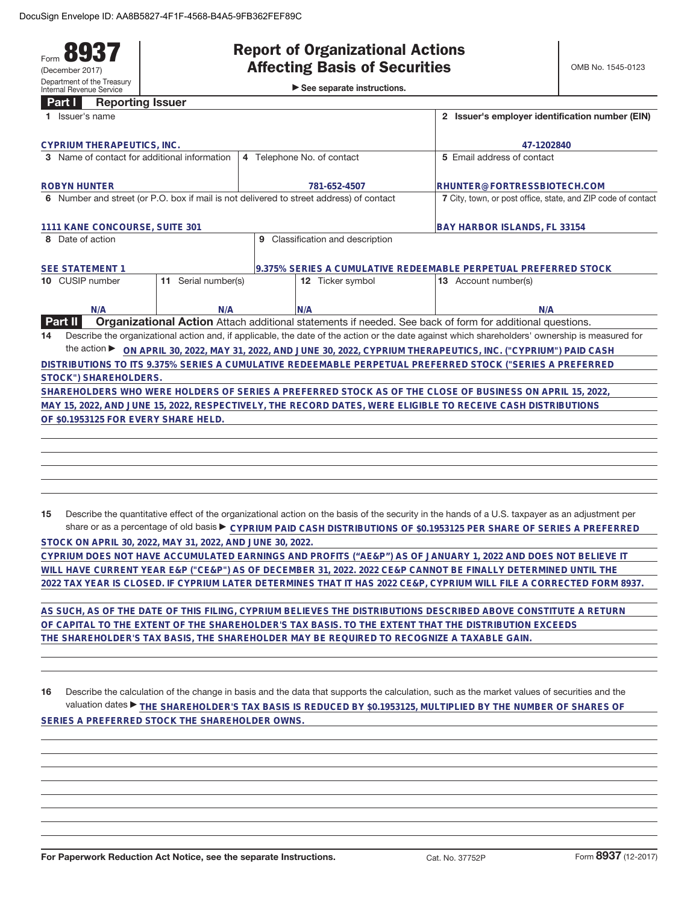DocuSign Envelope ID: AA8B5827-4F1F-4568-B4A5-9FB362FEF89C

Form **8937**
(December 2017)
Department of the Treasury
Internal Revenue Service

# Report of Organizational Actions Affecting Basis of Securities

▶ See separate instructions.

OMB No. 1545-0123

## Part I Reporting Issuer

| 1 Issuer's name | | | 2 Issuer's employer identification number (EIN) |
|---|---|---|---|
| CYPRIUM THERAPEUTICS, INC. | | | 47-1202840 |
| 3 Name of contact for additional information | 4 Telephone No. of contact | | 5 Email address of contact |
| ROBYN HUNTER | 781-652-4507 | | RHUNTER@FORTRESSBIOTECH.COM |
| 6 Number and street (or P.O. box if mail is not delivered to street address) of contact | | | 7 City, town, or post office, state, and ZIP code of contact |
| 1111 KANE CONCOURSE, SUITE 301 | | | BAY HARBOR ISLANDS, FL 33154 |
| 8 Date of action | 9 Classification and description | | |
| SEE STATEMENT 1 | 9.375% SERIES A CUMULATIVE REDEEMABLE PERPETUAL PREFERRED STOCK | | |
| 10 CUSIP number | 11 Serial number(s) | 12 Ticker symbol | 13 Account number(s) |
| N/A | N/A | N/A | N/A |

## Part II Organizational Action

Attach additional statements if needed. See back of form for additional questions.

**14** Describe the organizational action and, if applicable, the date of the action or the date against which shareholders' ownership is measured for the action ▶ ON APRIL 30, 2022, MAY 31, 2022, AND JUNE 30, 2022, CYPRIUM THERAPEUTICS, INC. ("CYPRIUM") PAID CASH DISTRIBUTIONS TO ITS 9.375% SERIES A CUMULATIVE REDEEMABLE PERPETUAL PREFERRED STOCK ("SERIES A PREFERRED STOCK") SHAREHOLDERS.

SHAREHOLDERS WHO WERE HOLDERS OF SERIES A PREFERRED STOCK AS OF THE CLOSE OF BUSINESS ON APRIL 15, 2022, MAY 15, 2022, AND JUNE 15, 2022, RESPECTIVELY, THE RECORD DATES, WERE ELIGIBLE TO RECEIVE CASH DISTRIBUTIONS OF $0.1953125 FOR EVERY SHARE HELD.

**15** Describe the quantitative effect of the organizational action on the basis of the security in the hands of a U.S. taxpayer as an adjustment per share or as a percentage of old basis ▶ CYPRIUM PAID CASH DISTRIBUTIONS OF $0.1953125 PER SHARE OF SERIES A PREFERRED STOCK ON APRIL 30, 2022, MAY 31, 2022, AND JUNE 30, 2022.

CYPRIUM DOES NOT HAVE ACCUMULATED EARNINGS AND PROFITS ("AE&P") AS OF JANUARY 1, 2022 AND DOES NOT BELIEVE IT WILL HAVE CURRENT YEAR E&P ("CE&P") AS OF DECEMBER 31, 2022. 2022 CE&P CANNOT BE FINALLY DETERMINED UNTIL THE 2022 TAX YEAR IS CLOSED. IF CYPRIUM LATER DETERMINES THAT IT HAS 2022 CE&P, CYPRIUM WILL FILE A CORRECTED FORM 8937.

AS SUCH, AS OF THE DATE OF THIS FILING, CYPRIUM BELIEVES THE DISTRIBUTIONS DESCRIBED ABOVE CONSTITUTE A RETURN OF CAPITAL TO THE EXTENT OF THE SHAREHOLDER'S TAX BASIS. TO THE EXTENT THAT THE DISTRIBUTION EXCEEDS THE SHAREHOLDER'S TAX BASIS, THE SHAREHOLDER MAY BE REQUIRED TO RECOGNIZE A TAXABLE GAIN.

**16** Describe the calculation of the change in basis and the data that supports the calculation, such as the market values of securities and the valuation dates ▶ THE SHAREHOLDER'S TAX BASIS IS REDUCED BY $0.1953125, MULTIPLIED BY THE NUMBER OF SHARES OF SERIES A PREFERRED STOCK THE SHAREHOLDER OWNS.

For Paperwork Reduction Act Notice, see the separate Instructions. Cat. No. 37752P Form **8937** (12-2017)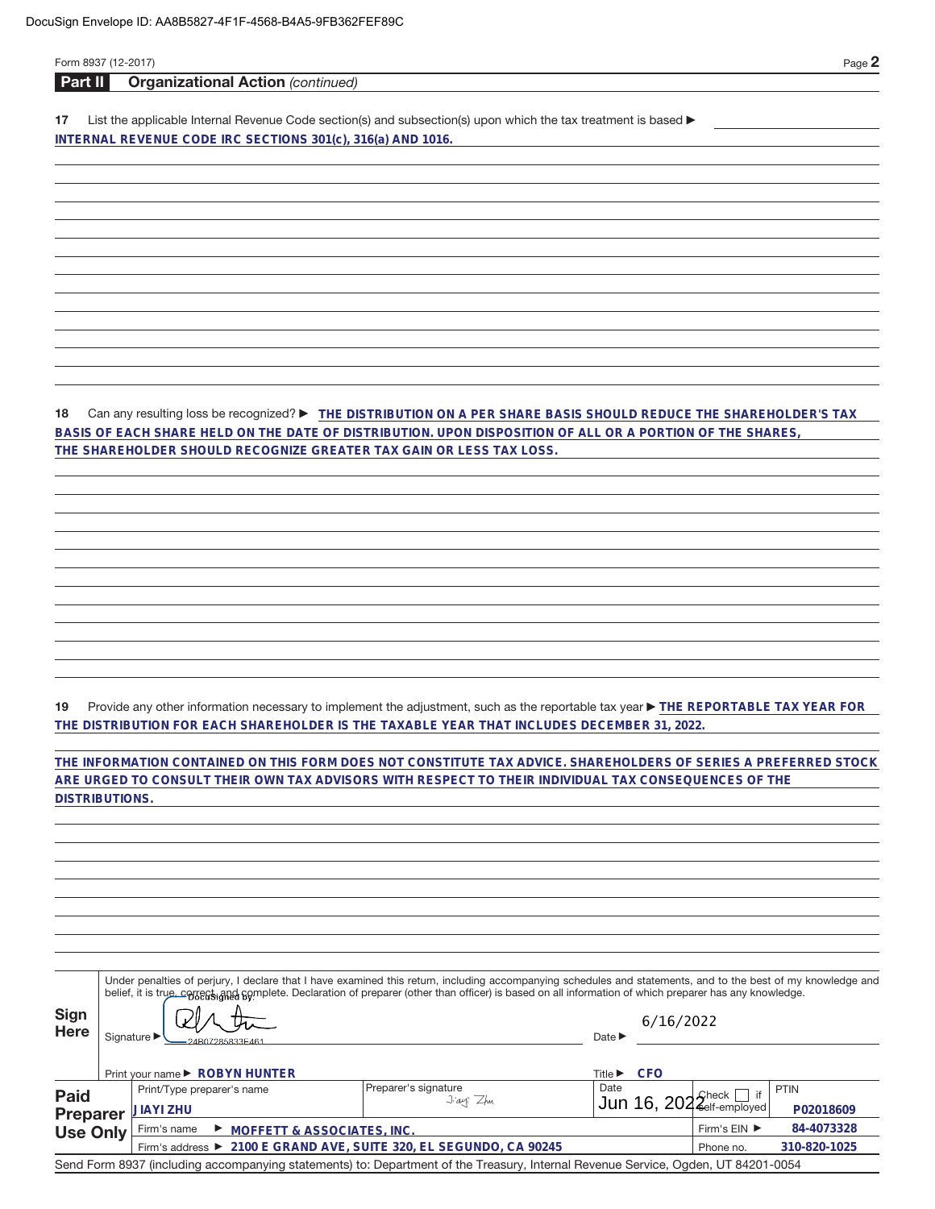DocuSign Envelope ID: AA8B5827-4F1F-4568-B4A5-9FB362FEF89C

Form 8937 (12-2017)

## Part II Organizational Action *(continued)*

**17** List the applicable Internal Revenue Code section(s) and subsection(s) upon which the tax treatment is based ▶

INTERNAL REVENUE CODE IRC SECTIONS 301(c), 316(a) AND 1016.

**18** Can any resulting loss be recognized? ▶ THE DISTRIBUTION ON A PER SHARE BASIS SHOULD REDUCE THE SHAREHOLDER'S TAX BASIS OF EACH SHARE HELD ON THE DATE OF DISTRIBUTION. UPON DISPOSITION OF ALL OR A PORTION OF THE SHARES, THE SHAREHOLDER SHOULD RECOGNIZE GREATER TAX GAIN OR LESS TAX LOSS.

**19** Provide any other information necessary to implement the adjustment, such as the reportable tax year ▶ THE REPORTABLE TAX YEAR FOR THE DISTRIBUTION FOR EACH SHAREHOLDER IS THE TAXABLE YEAR THAT INCLUDES DECEMBER 31, 2022.

THE INFORMATION CONTAINED ON THIS FORM DOES NOT CONSTITUTE TAX ADVICE. SHAREHOLDERS OF SERIES A PREFERRED STOCK ARE URGED TO CONSULT THEIR OWN TAX ADVISORS WITH RESPECT TO THEIR INDIVIDUAL TAX CONSEQUENCES OF THE DISTRIBUTIONS.

**Sign Here**

Under penalties of perjury, I declare that I have examined this return, including accompanying schedules and statements, and to the best of my knowledge and belief, it is true, correct, and complete. Declaration of preparer (other than officer) is based on all information of which preparer has any knowledge.

Signature ▶ DocuSigned by: 24B07285833E461 Date ▶ 6/16/2022

Print your name ▶ ROBYN HUNTER Title ▶ CFO

**Paid Preparer Use Only**

| Print/Type preparer's name | Preparer's signature | Date | Check ☐ if self-employed | PTIN |
|---|---|---|---|---|
| JIAYI ZHU | Jiayi Zhu | Jun 16, 2022 | | P02018609 |
| Firm's name ▶ MOFFETT & ASSOCIATES, INC. | | | Firm's EIN ▶ | 84-4073328 |
| Firm's address ▶ 2100 E GRAND AVE, SUITE 320, EL SEGUNDO, CA 90245 | | | Phone no. | 310-820-1025 |

Send Form 8937 (including accompanying statements) to: Department of the Treasury, Internal Revenue Service, Ogden, UT 84201-0054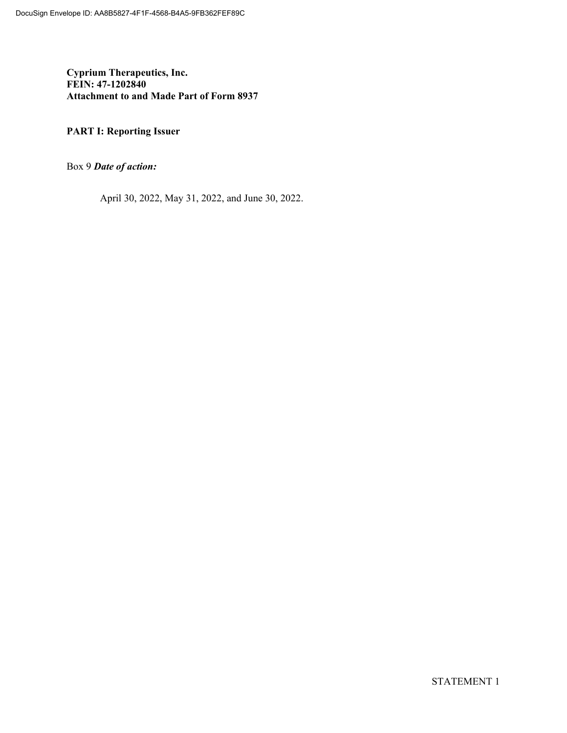**Cyprium Therapeutics, Inc.**
**FEIN: 47-1202840**
**Attachment to and Made Part of Form 8937**

**PART I: Reporting Issuer**

Box 9 ***Date of action:***

April 30, 2022, May 31, 2022, and June 30, 2022.

STATEMENT 1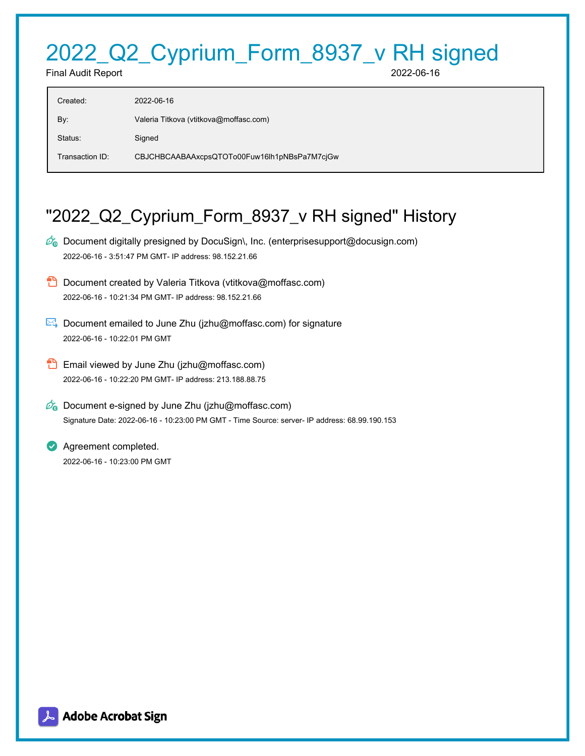# 2022_Q2_Cyprium_Form_8937_v RH signed

Final Audit Report 2022-06-16

| | |
|---|---|
| Created: | 2022-06-16 |
| By: | Valeria Titkova (vtitkova@moffasc.com) |
| Status: | Signed |
| Transaction ID: | CBJCHBCAABAAxcpsQTOTo00Fuw16lh1pNBsPa7M7cjGw |

## "2022_Q2_Cyprium_Form_8937_v RH signed" History

- Document digitally presigned by DocuSign\, Inc. (enterprisesupport@docusign.com)
  2022-06-16 - 3:51:47 PM GMT- IP address: 98.152.21.66

- Document created by Valeria Titkova (vtitkova@moffasc.com)
  2022-06-16 - 10:21:34 PM GMT- IP address: 98.152.21.66

- Document emailed to June Zhu (jzhu@moffasc.com) for signature
  2022-06-16 - 10:22:01 PM GMT

- Email viewed by June Zhu (jzhu@moffasc.com)
  2022-06-16 - 10:22:20 PM GMT- IP address: 213.188.88.75

- Document e-signed by June Zhu (jzhu@moffasc.com)
  Signature Date: 2022-06-16 - 10:23:00 PM GMT - Time Source: server- IP address: 68.99.190.153

- Agreement completed.
  2022-06-16 - 10:23:00 PM GMT

Adobe Acrobat Sign